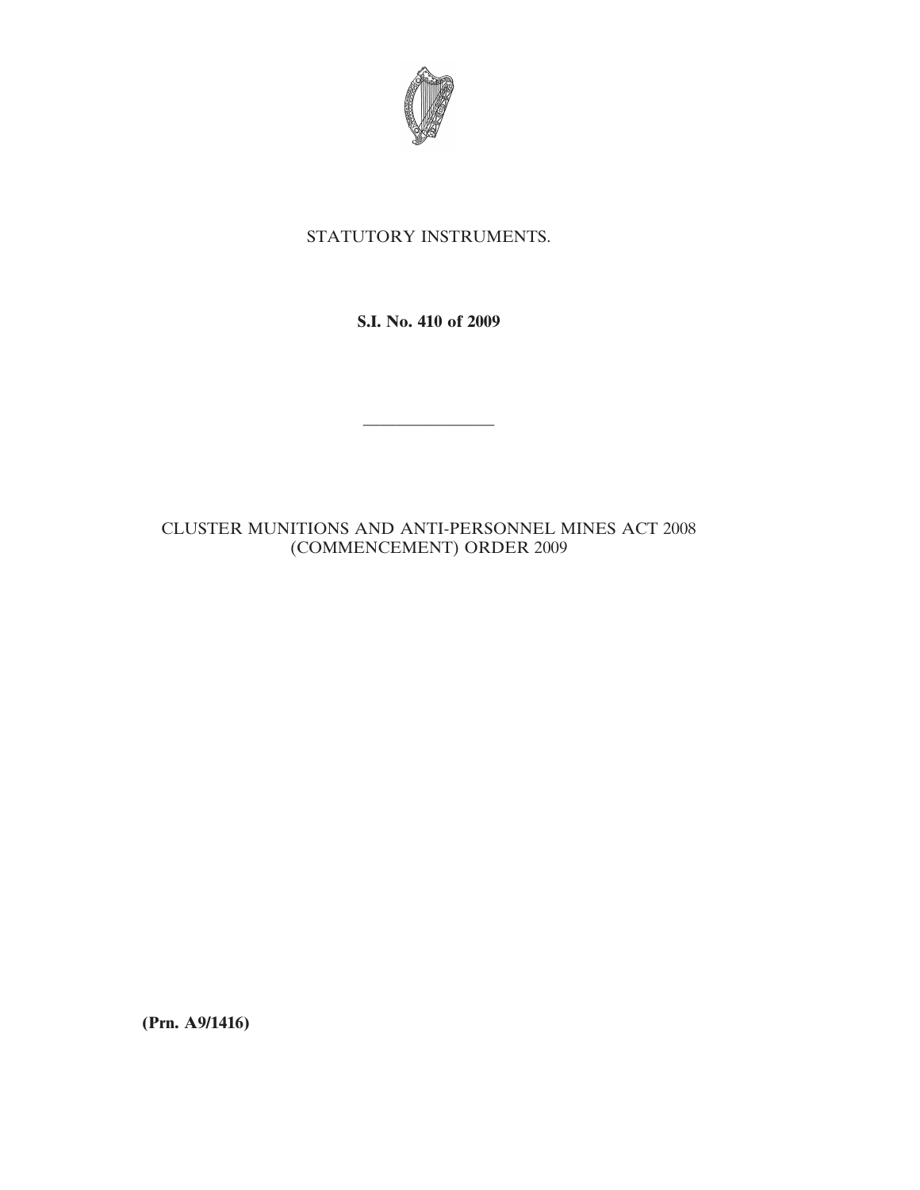STATUTORY INSTRUMENTS.

**S.I. No. 410 of 2009**

---

CLUSTER MUNITIONS AND ANTI-PERSONNEL MINES ACT 2008 (COMMENCEMENT) ORDER 2009

**(Prn. A9/1416)**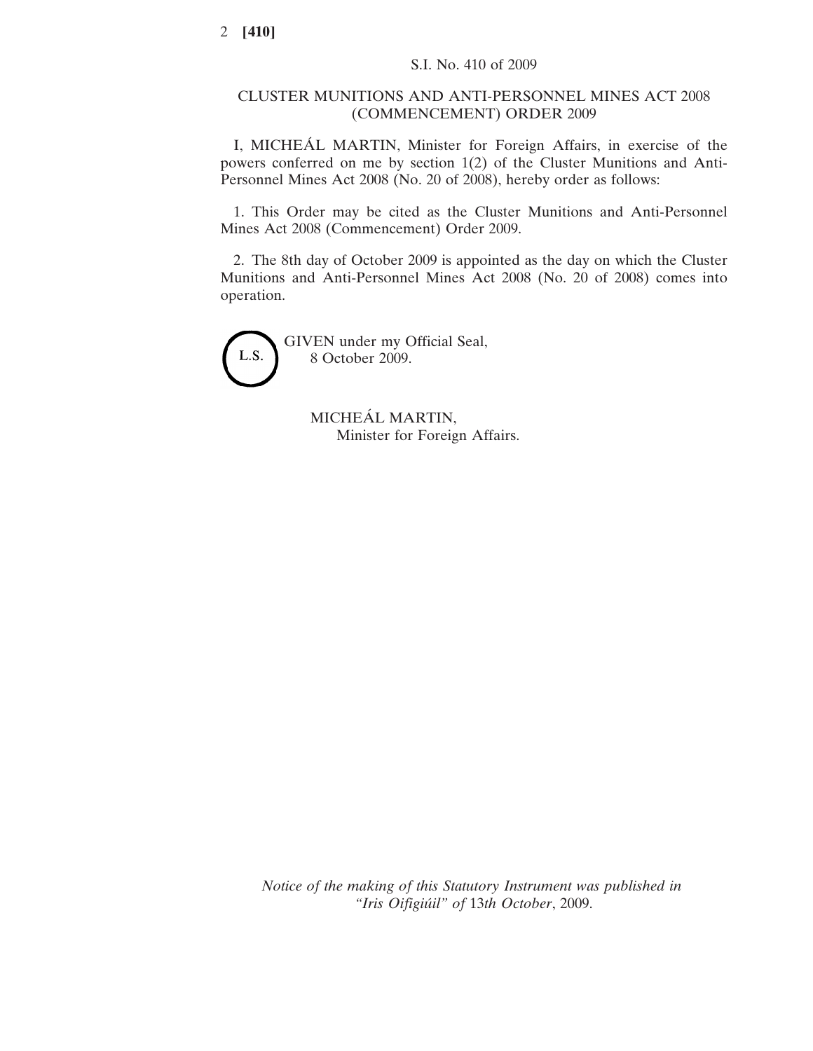S.I. No. 410 of 2009

# CLUSTER MUNITIONS AND ANTI-PERSONNEL MINES ACT 2008 (COMMENCEMENT) ORDER 2009

I, MICHEÁL MARTIN, Minister for Foreign Affairs, in exercise of the powers conferred on me by section 1(2) of the Cluster Munitions and Anti-Personnel Mines Act 2008 (No. 20 of 2008), hereby order as follows:

1. This Order may be cited as the Cluster Munitions and Anti-Personnel Mines Act 2008 (Commencement) Order 2009.

2. The 8th day of October 2009 is appointed as the day on which the Cluster Munitions and Anti-Personnel Mines Act 2008 (No. 20 of 2008) comes into operation.

L.S.

GIVEN under my Official Seal,
8 October 2009.

MICHEÁL MARTIN,
Minister for Foreign Affairs.

*Notice of the making of this Statutory Instrument was published in "Iris Oifigiúil" of 13th October, 2009.*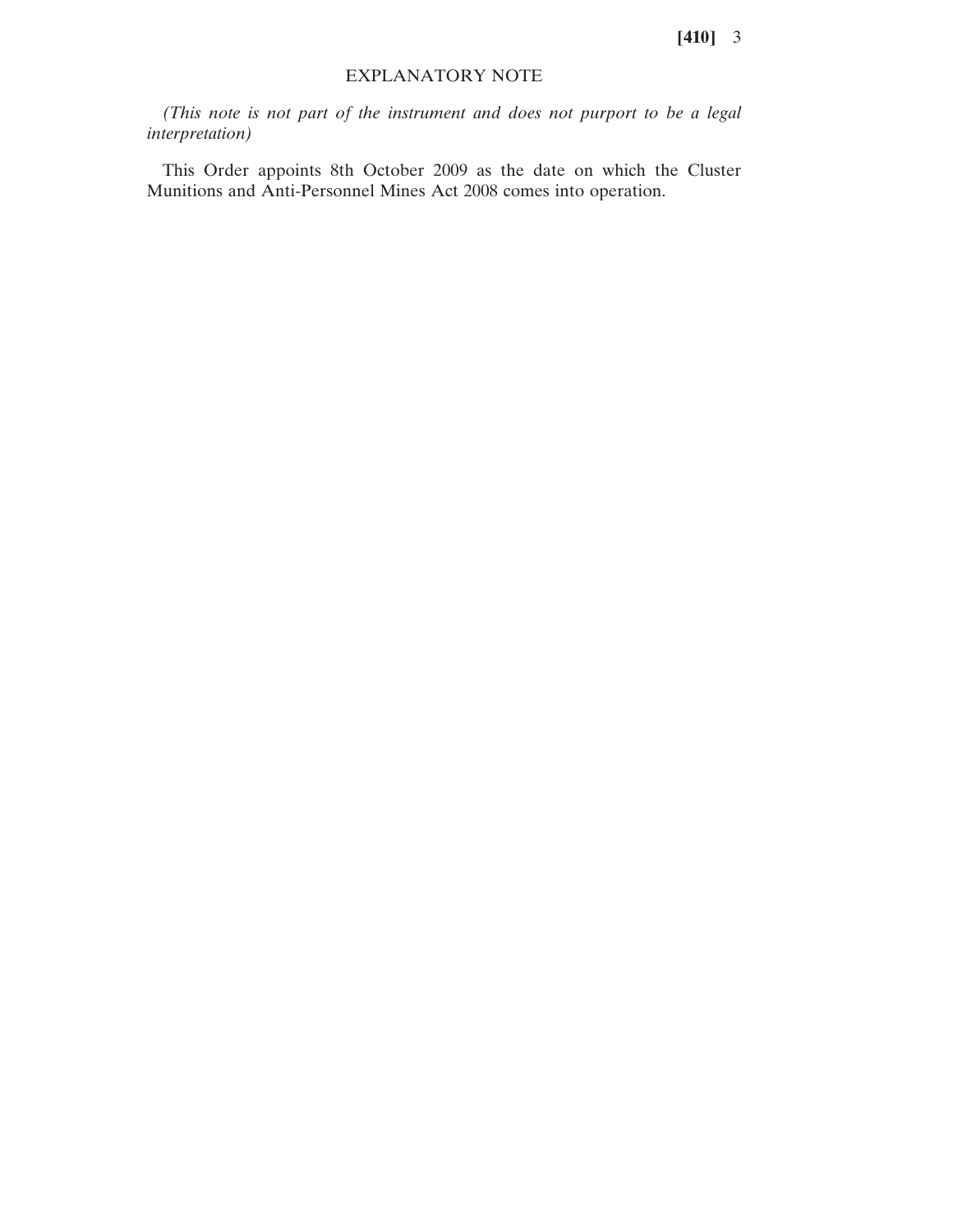## EXPLANATORY NOTE

*(This note is not part of the instrument and does not purport to be a legal interpretation)*

This Order appoints 8th October 2009 as the date on which the Cluster Munitions and Anti-Personnel Mines Act 2008 comes into operation.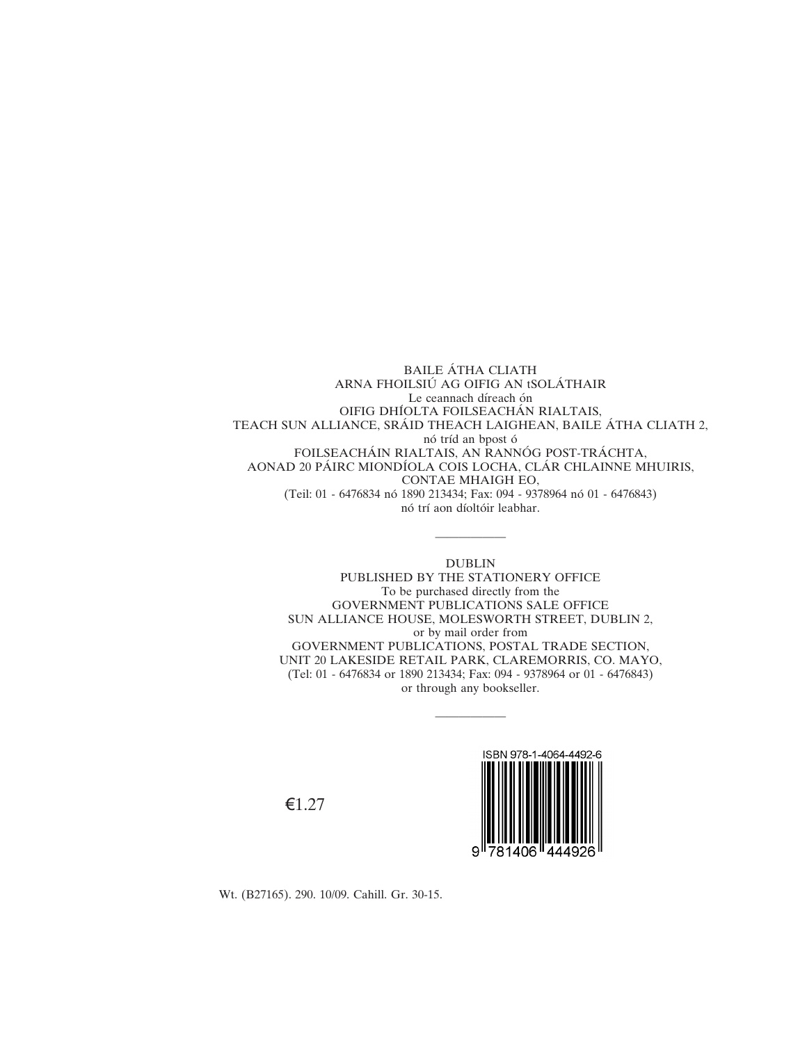BAILE ÁTHA CLIATH
ARNA FHOILSIÚ AG OIFIG AN tSOLÁTHAIR
Le ceannach díreach ón
OIFIG DHÍOLTA FOILSEACHÁN RIALTAIS,
TEACH SUN ALLIANCE, SRÁID THEACH LAIGHEAN, BAILE ÁTHA CLIATH 2,
nó tríd an bpost ó
FOILSEACHÁIN RIALTAIS, AN RANNÓG POST-TRÁCHTA,
AONAD 20 PÁIRC MIONDÍOLA COIS LOCHA, CLÁR CHLAINNE MHUIRIS,
CONTAE MHAIGH EO,
(Teil: 01 - 6476834 nó 1890 213434; Fax: 094 - 9378964 nó 01 - 6476843)
nó trí aon díoltóir leabhar.

---

DUBLIN
PUBLISHED BY THE STATIONERY OFFICE
To be purchased directly from the
GOVERNMENT PUBLICATIONS SALE OFFICE
SUN ALLIANCE HOUSE, MOLESWORTH STREET, DUBLIN 2,
or by mail order from
GOVERNMENT PUBLICATIONS, POSTAL TRADE SECTION,
UNIT 20 LAKESIDE RETAIL PARK, CLAREMORRIS, CO. MAYO,
(Tel: 01 - 6476834 or 1890 213434; Fax: 094 - 9378964 or 01 - 6476843)
or through any bookseller.

---

€1.27

ISBN 978-1-4064-4492-6

9 781406 444926

Wt. (B27165). 290. 10/09. Cahill. Gr. 30-15.